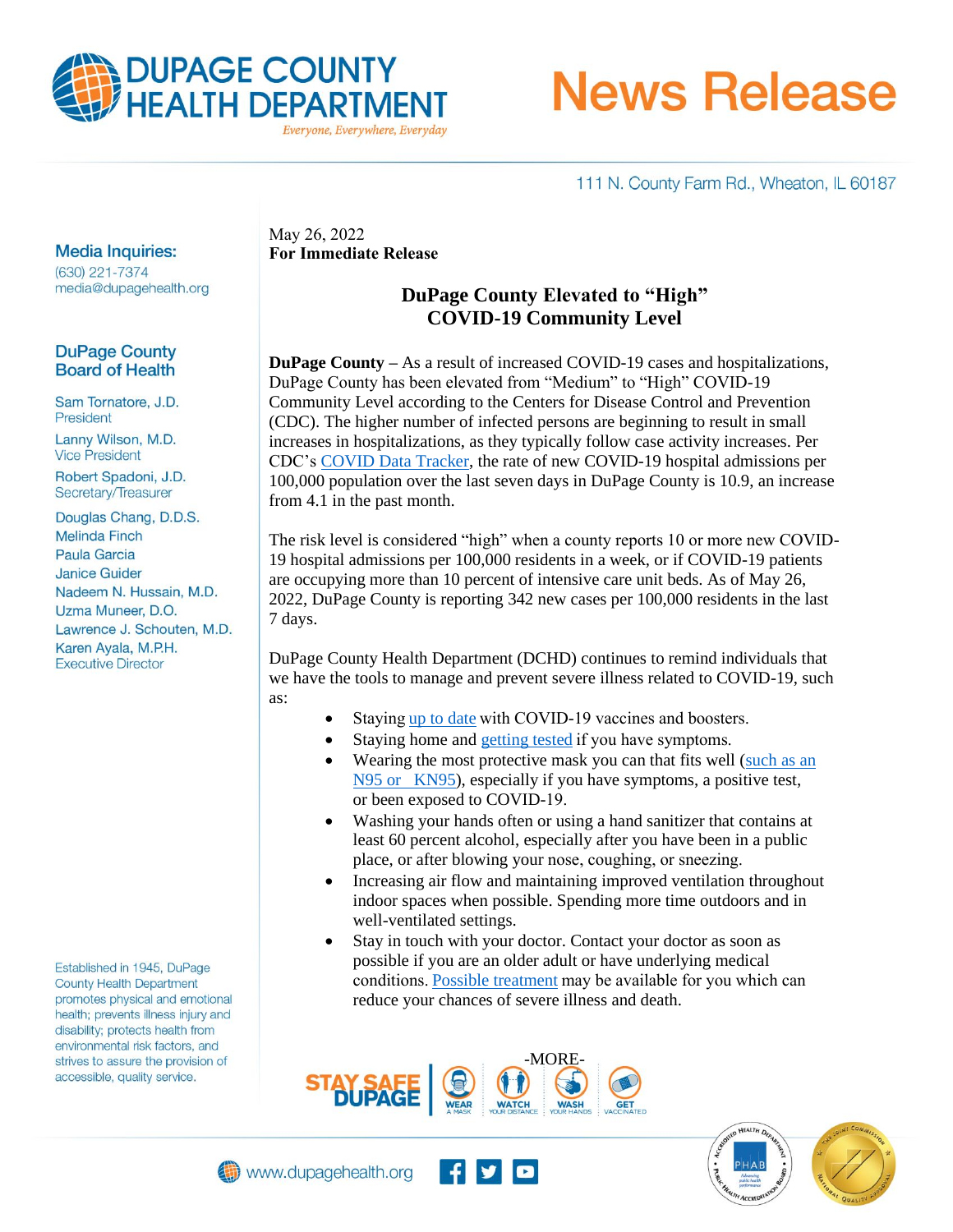# DUPAGE COUNTY HEALTH DEPARTMENT

*Everyone, Everywhere, Everyday*

# News Release

111 N. County Farm Rd., Wheaton, IL 60187

**Media Inquiries:**
(630) 221-7374
media@dupagehealth.org

**DuPage County Board of Health**

Sam Tornatore, J.D.
President

Lanny Wilson, M.D.
Vice President

Robert Spadoni, J.D.
Secretary/Treasurer

Douglas Chang, D.D.S.
Melinda Finch
Paula Garcia
Janice Guider
Nadeem N. Hussain, M.D.
Uzma Muneer, D.O.
Lawrence J. Schouten, M.D.
Karen Ayala, M.P.H.
Executive Director

Established in 1945, DuPage County Health Department promotes physical and emotional health; prevents illness injury and disability; protects health from environmental risk factors, and strives to assure the provision of accessible, quality service.

May 26, 2022
**For Immediate Release**

## DuPage County Elevated to "High" COVID-19 Community Level

**DuPage County** – As a result of increased COVID-19 cases and hospitalizations, DuPage County has been elevated from "Medium" to "High" COVID-19 Community Level according to the Centers for Disease Control and Prevention (CDC). The higher number of infected persons are beginning to result in small increases in hospitalizations, as they typically follow case activity increases. Per CDC's COVID Data Tracker, the rate of new COVID-19 hospital admissions per 100,000 population over the last seven days in DuPage County is 10.9, an increase from 4.1 in the past month.

The risk level is considered "high" when a county reports 10 or more new COVID-19 hospital admissions per 100,000 residents in a week, or if COVID-19 patients are occupying more than 10 percent of intensive care unit beds. As of May 26, 2022, DuPage County is reporting 342 new cases per 100,000 residents in the last 7 days.

DuPage County Health Department (DCHD) continues to remind individuals that we have the tools to manage and prevent severe illness related to COVID-19, such as:

- Staying up to date with COVID-19 vaccines and boosters.
- Staying home and getting tested if you have symptoms.
- Wearing the most protective mask you can that fits well (such as an N95 or KN95), especially if you have symptoms, a positive test, or been exposed to COVID-19.
- Washing your hands often or using a hand sanitizer that contains at least 60 percent alcohol, especially after you have been in a public place, or after blowing your nose, coughing, or sneezing.
- Increasing air flow and maintaining improved ventilation throughout indoor spaces when possible. Spending more time outdoors and in well-ventilated settings.
- Stay in touch with your doctor. Contact your doctor as soon as possible if you are an older adult or have underlying medical conditions. Possible treatment may be available for you which can reduce your chances of severe illness and death.

-MORE-

STAY SAFE DUPAGE | WEAR A MASK | WATCH YOUR DISTANCE | WASH YOUR HANDS | GET VACCINATED

www.dupagehealth.org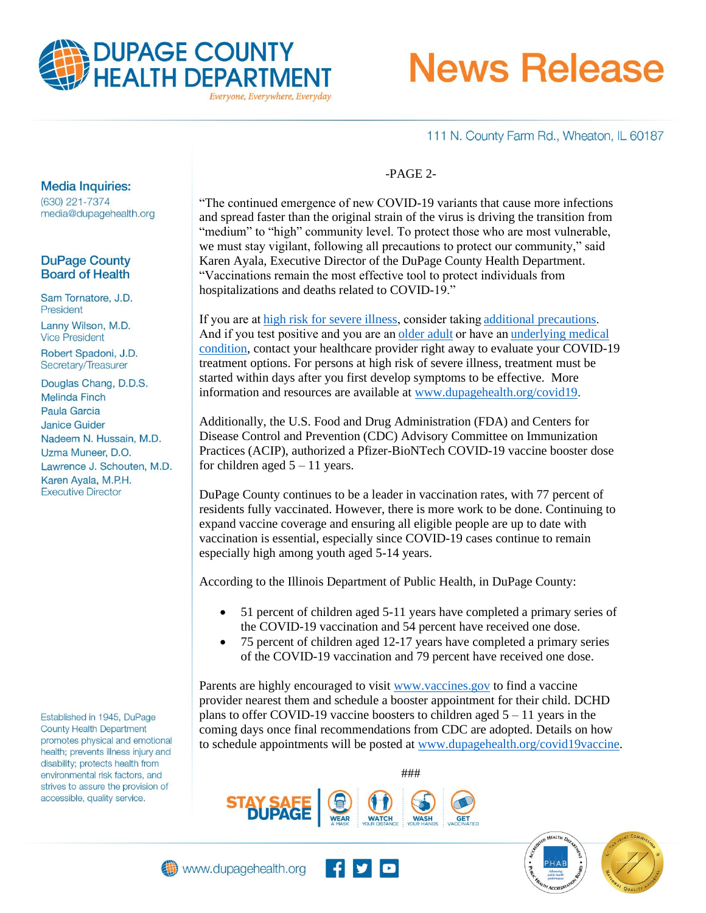-PAGE 2-

"The continued emergence of new COVID-19 variants that cause more infections and spread faster than the original strain of the virus is driving the transition from "medium" to "high" community level. To protect those who are most vulnerable, we must stay vigilant, following all precautions to protect our community," said Karen Ayala, Executive Director of the DuPage County Health Department. "Vaccinations remain the most effective tool to protect individuals from hospitalizations and deaths related to COVID-19."

If you are at high risk for severe illness, consider taking additional precautions. And if you test positive and you are an older adult or have an underlying medical condition, contact your healthcare provider right away to evaluate your COVID-19 treatment options. For persons at high risk of severe illness, treatment must be started within days after you first develop symptoms to be effective. More information and resources are available at www.dupagehealth.org/covid19.

Additionally, the U.S. Food and Drug Administration (FDA) and Centers for Disease Control and Prevention (CDC) Advisory Committee on Immunization Practices (ACIP), authorized a Pfizer-BioNTech COVID-19 vaccine booster dose for children aged 5 – 11 years.

DuPage County continues to be a leader in vaccination rates, with 77 percent of residents fully vaccinated. However, there is more work to be done. Continuing to expand vaccine coverage and ensuring all eligible people are up to date with vaccination is essential, especially since COVID-19 cases continue to remain especially high among youth aged 5-14 years.

According to the Illinois Department of Public Health, in DuPage County:

- 51 percent of children aged 5-11 years have completed a primary series of the COVID-19 vaccination and 54 percent have received one dose.
- 75 percent of children aged 12-17 years have completed a primary series of the COVID-19 vaccination and 79 percent have received one dose.

Parents are highly encouraged to visit www.vaccines.gov to find a vaccine provider nearest them and schedule a booster appointment for their child. DCHD plans to offer COVID-19 vaccine boosters to children aged 5 – 11 years in the coming days once final recommendations from CDC are adopted. Details on how to schedule appointments will be posted at www.dupagehealth.org/covid19vaccine.

###

**Media Inquiries:**
(630) 221-7374
media@dupagehealth.org

**DuPage County Board of Health**

Sam Tornatore, J.D.
President

Lanny Wilson, M.D.
Vice President

Robert Spadoni, J.D.
Secretary/Treasurer

Douglas Chang, D.D.S.
Melinda Finch
Paula Garcia
Janice Guider
Nadeem N. Hussain, M.D.
Uzma Muneer, D.O.
Lawrence J. Schouten, M.D.
Karen Ayala, M.P.H.
Executive Director

Established in 1945, DuPage County Health Department promotes physical and emotional health; prevents illness injury and disability; protects health from environmental risk factors, and strives to assure the provision of accessible, quality service.

STAY SAFE DUPAGE — WEAR A MASK | WATCH YOUR DISTANCE | WASH YOUR HANDS | GET VACCINATED